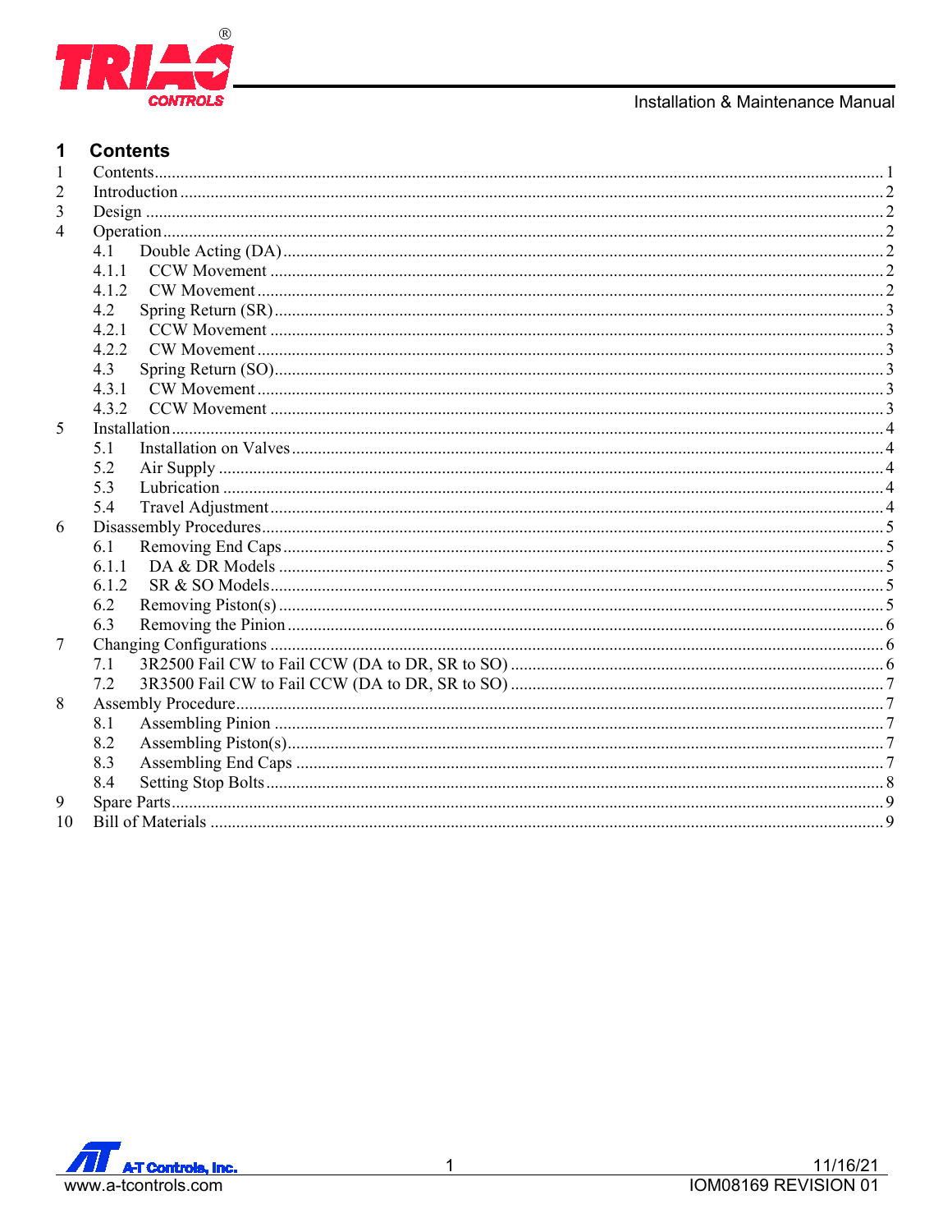# 1 Contents

| | | |
|---|---|---|
| 1 | Contents | 1 |
| 2 | Introduction | 2 |
| 3 | Design | 2 |
| 4 | Operation | 2 |
| 4.1 | Double Acting (DA) | 2 |
| 4.1.1 | CCW Movement | 2 |
| 4.1.2 | CW Movement | 2 |
| 4.2 | Spring Return (SR) | 3 |
| 4.2.1 | CCW Movement | 3 |
| 4.2.2 | CW Movement | 3 |
| 4.3 | Spring Return (SO) | 3 |
| 4.3.1 | CW Movement | 3 |
| 4.3.2 | CCW Movement | 3 |
| 5 | Installation | 4 |
| 5.1 | Installation on Valves | 4 |
| 5.2 | Air Supply | 4 |
| 5.3 | Lubrication | 4 |
| 5.4 | Travel Adjustment | 4 |
| 6 | Disassembly Procedures | 5 |
| 6.1 | Removing End Caps | 5 |
| 6.1.1 | DA & DR Models | 5 |
| 6.1.2 | SR & SO Models | 5 |
| 6.2 | Removing Piston(s) | 5 |
| 6.3 | Removing the Pinion | 6 |
| 7 | Changing Configurations | 6 |
| 7.1 | 3R2500 Fail CW to Fail CCW (DA to DR, SR to SO) | 6 |
| 7.2 | 3R3500 Fail CW to Fail CCW (DA to DR, SR to SO) | 7 |
| 8 | Assembly Procedure | 7 |
| 8.1 | Assembling Pinion | 7 |
| 8.2 | Assembling Piston(s) | 7 |
| 8.3 | Assembling End Caps | 7 |
| 8.4 | Setting Stop Bolts | 8 |
| 9 | Spare Parts | 9 |
| 10 | Bill of Materials | 9 |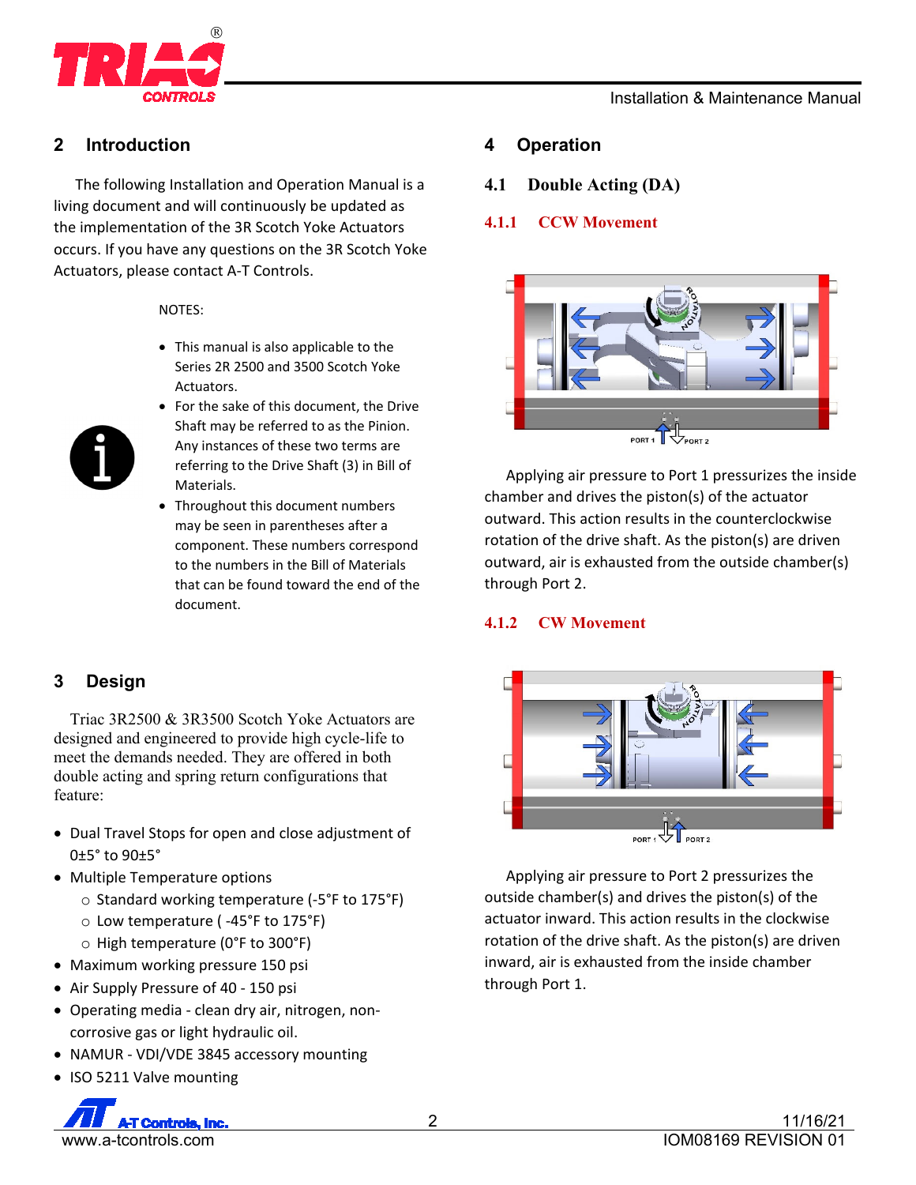## 2 Introduction

The following Installation and Operation Manual is a living document and will continuously be updated as the implementation of the 3R Scotch Yoke Actuators occurs. If you have any questions on the 3R Scotch Yoke Actuators, please contact A-T Controls.

NOTES:

- This manual is also applicable to the Series 2R 2500 and 3500 Scotch Yoke Actuators.
- For the sake of this document, the Drive Shaft may be referred to as the Pinion. Any instances of these two terms are referring to the Drive Shaft (3) in Bill of Materials.
- Throughout this document numbers may be seen in parentheses after a component. These numbers correspond to the numbers in the Bill of Materials that can be found toward the end of the document.

## 3 Design

Triac 3R2500 & 3R3500 Scotch Yoke Actuators are designed and engineered to provide high cycle-life to meet the demands needed. They are offered in both double acting and spring return configurations that feature:

- Dual Travel Stops for open and close adjustment of 0±5° to 90±5°
- Multiple Temperature options
  - Standard working temperature (-5°F to 175°F)
  - Low temperature ( -45°F to 175°F)
  - High temperature (0°F to 300°F)
- Maximum working pressure 150 psi
- Air Supply Pressure of 40 - 150 psi
- Operating media - clean dry air, nitrogen, non-corrosive gas or light hydraulic oil.
- NAMUR - VDI/VDE 3845 accessory mounting
- ISO 5211 Valve mounting

## 4 Operation

### 4.1 Double Acting (DA)

#### 4.1.1 CCW Movement

ROTATION

PORT 1

PORT 2

Applying air pressure to Port 1 pressurizes the inside chamber and drives the piston(s) of the actuator outward. This action results in the counterclockwise rotation of the drive shaft. As the piston(s) are driven outward, air is exhausted from the outside chamber(s) through Port 2.

#### 4.1.2 CW Movement

ROTATION

PORT 1

PORT 2

Applying air pressure to Port 2 pressurizes the outside chamber(s) and drives the piston(s) of the actuator inward. This action results in the clockwise rotation of the drive shaft. As the piston(s) are driven inward, air is exhausted from the inside chamber through Port 1.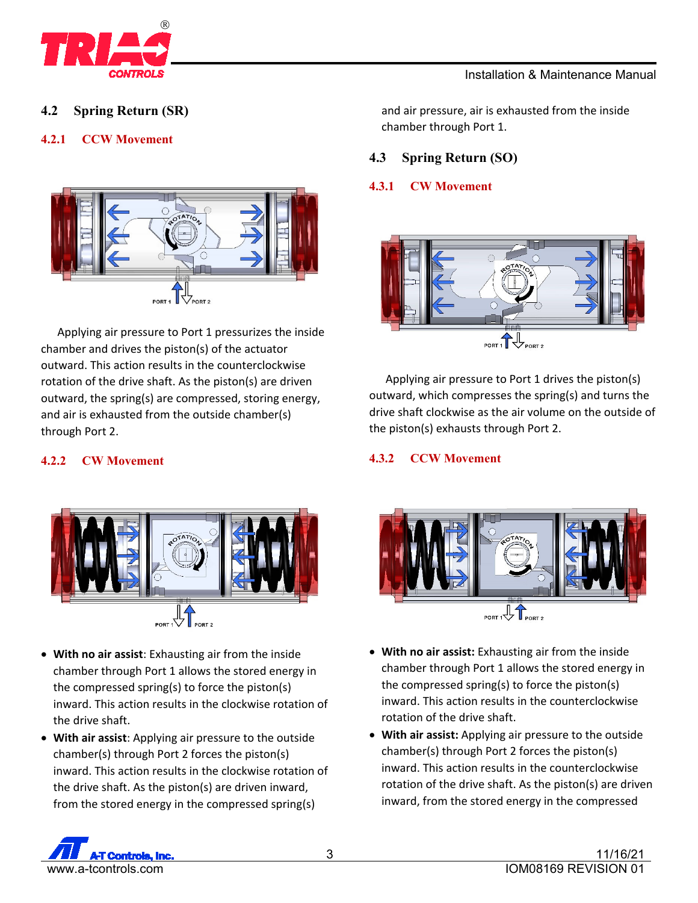## 4.2 Spring Return (SR)

### 4.2.1 CCW Movement

PORT 1 PORT 2

Applying air pressure to Port 1 pressurizes the inside chamber and drives the piston(s) of the actuator outward. This action results in the counterclockwise rotation of the drive shaft. As the piston(s) are driven outward, the spring(s) are compressed, storing energy, and air is exhausted from the outside chamber(s) through Port 2.

### 4.2.2 CW Movement

PORT 1 PORT 2

- **With no air assist**: Exhausting air from the inside chamber through Port 1 allows the stored energy in the compressed spring(s) to force the piston(s) inward. This action results in the clockwise rotation of the drive shaft.
- **With air assist**: Applying air pressure to the outside chamber(s) through Port 2 forces the piston(s) inward. This action results in the clockwise rotation of the drive shaft. As the piston(s) are driven inward, from the stored energy in the compressed spring(s) and air pressure, air is exhausted from the inside chamber through Port 1.

## 4.3 Spring Return (SO)

### 4.3.1 CW Movement

PORT 1 PORT 2

Applying air pressure to Port 1 drives the piston(s) outward, which compresses the spring(s) and turns the drive shaft clockwise as the air volume on the outside of the piston(s) exhausts through Port 2.

### 4.3.2 CCW Movement

PORT 1 PORT 2

- **With no air assist:** Exhausting air from the inside chamber through Port 1 allows the stored energy in the compressed spring(s) to force the piston(s) inward. This action results in the counterclockwise rotation of the drive shaft.
- **With air assist:** Applying air pressure to the outside chamber(s) through Port 2 forces the piston(s) inward. This action results in the counterclockwise rotation of the drive shaft. As the piston(s) are driven inward, from the stored energy in the compressed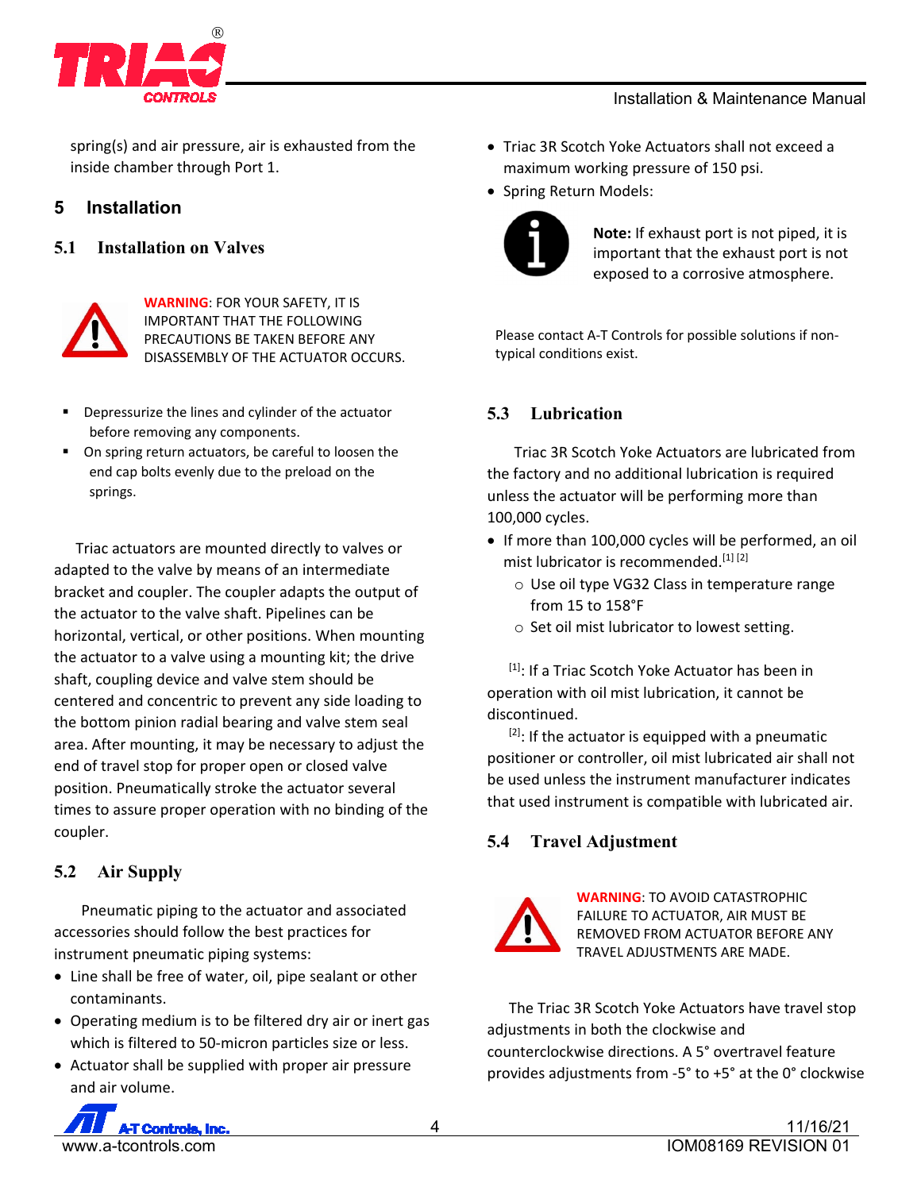spring(s) and air pressure, air is exhausted from the inside chamber through Port 1.

# 5 Installation

## 5.1 Installation on Valves

**WARNING**: FOR YOUR SAFETY, IT IS IMPORTANT THAT THE FOLLOWING PRECAUTIONS BE TAKEN BEFORE ANY DISASSEMBLY OF THE ACTUATOR OCCURS.

- Depressurize the lines and cylinder of the actuator before removing any components.
- On spring return actuators, be careful to loosen the end cap bolts evenly due to the preload on the springs.

Triac actuators are mounted directly to valves or adapted to the valve by means of an intermediate bracket and coupler. The coupler adapts the output of the actuator to the valve shaft. Pipelines can be horizontal, vertical, or other positions. When mounting the actuator to a valve using a mounting kit; the drive shaft, coupling device and valve stem should be centered and concentric to prevent any side loading to the bottom pinion radial bearing and valve stem seal area. After mounting, it may be necessary to adjust the end of travel stop for proper open or closed valve position. Pneumatically stroke the actuator several times to assure proper operation with no binding of the coupler.

## 5.2 Air Supply

Pneumatic piping to the actuator and associated accessories should follow the best practices for instrument pneumatic piping systems:

- Line shall be free of water, oil, pipe sealant or other contaminants.
- Operating medium is to be filtered dry air or inert gas which is filtered to 50-micron particles size or less.
- Actuator shall be supplied with proper air pressure and air volume.
- Triac 3R Scotch Yoke Actuators shall not exceed a maximum working pressure of 150 psi.
- Spring Return Models:

**Note:** If exhaust port is not piped, it is important that the exhaust port is not exposed to a corrosive atmosphere.

Please contact A-T Controls for possible solutions if non-typical conditions exist.

## 5.3 Lubrication

Triac 3R Scotch Yoke Actuators are lubricated from the factory and no additional lubrication is required unless the actuator will be performing more than 100,000 cycles.

- If more than 100,000 cycles will be performed, an oil mist lubricator is recommended.[1] [2]
  - Use oil type VG32 Class in temperature range from 15 to 158°F
  - Set oil mist lubricator to lowest setting.

[1]: If a Triac Scotch Yoke Actuator has been in operation with oil mist lubrication, it cannot be discontinued.

[2]: If the actuator is equipped with a pneumatic positioner or controller, oil mist lubricated air shall not be used unless the instrument manufacturer indicates that used instrument is compatible with lubricated air.

## 5.4 Travel Adjustment

**WARNING**: TO AVOID CATASTROPHIC FAILURE TO ACTUATOR, AIR MUST BE REMOVED FROM ACTUATOR BEFORE ANY TRAVEL ADJUSTMENTS ARE MADE.

The Triac 3R Scotch Yoke Actuators have travel stop adjustments in both the clockwise and counterclockwise directions. A 5° overtravel feature provides adjustments from -5° to +5° at the 0° clockwise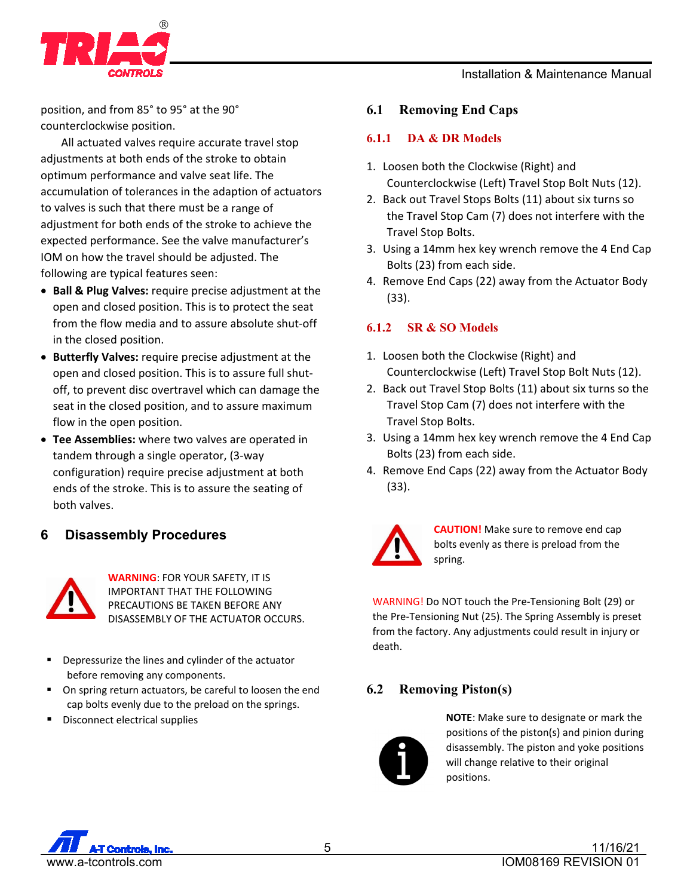position, and from 85° to 95° at the 90° counterclockwise position.

All actuated valves require accurate travel stop adjustments at both ends of the stroke to obtain optimum performance and valve seat life. The accumulation of tolerances in the adaption of actuators to valves is such that there must be a range of adjustment for both ends of the stroke to achieve the expected performance. See the valve manufacturer's IOM on how the travel should be adjusted. The following are typical features seen:

- **Ball & Plug Valves:** require precise adjustment at the open and closed position. This is to protect the seat from the flow media and to assure absolute shut-off in the closed position.
- **Butterfly Valves:** require precise adjustment at the open and closed position. This is to assure full shut-off, to prevent disc overtravel which can damage the seat in the closed position, and to assure maximum flow in the open position.
- **Tee Assemblies:** where two valves are operated in tandem through a single operator, (3-way configuration) require precise adjustment at both ends of the stroke. This is to assure the seating of both valves.

# 6 Disassembly Procedures

**WARNING**: FOR YOUR SAFETY, IT IS IMPORTANT THAT THE FOLLOWING PRECAUTIONS BE TAKEN BEFORE ANY DISASSEMBLY OF THE ACTUATOR OCCURS.

- Depressurize the lines and cylinder of the actuator before removing any components.
- On spring return actuators, be careful to loosen the end cap bolts evenly due to the preload on the springs.
- Disconnect electrical supplies

## 6.1 Removing End Caps

### 6.1.1 DA & DR Models

1. Loosen both the Clockwise (Right) and Counterclockwise (Left) Travel Stop Bolt Nuts (12).
2. Back out Travel Stops Bolts (11) about six turns so the Travel Stop Cam (7) does not interfere with the Travel Stop Bolts.
3. Using a 14mm hex key wrench remove the 4 End Cap Bolts (23) from each side.
4. Remove End Caps (22) away from the Actuator Body (33).

### 6.1.2 SR & SO Models

1. Loosen both the Clockwise (Right) and Counterclockwise (Left) Travel Stop Bolt Nuts (12).
2. Back out Travel Stop Bolts (11) about six turns so the Travel Stop Cam (7) does not interfere with the Travel Stop Bolts.
3. Using a 14mm hex key wrench remove the 4 End Cap Bolts (23) from each side.
4. Remove End Caps (22) away from the Actuator Body (33).

**CAUTION!** Make sure to remove end cap bolts evenly as there is preload from the spring.

WARNING! Do NOT touch the Pre-Tensioning Bolt (29) or the Pre-Tensioning Nut (25). The Spring Assembly is preset from the factory. Any adjustments could result in injury or death.

## 6.2 Removing Piston(s)

**NOTE**: Make sure to designate or mark the positions of the piston(s) and pinion during disassembly. The piston and yoke positions will change relative to their original positions.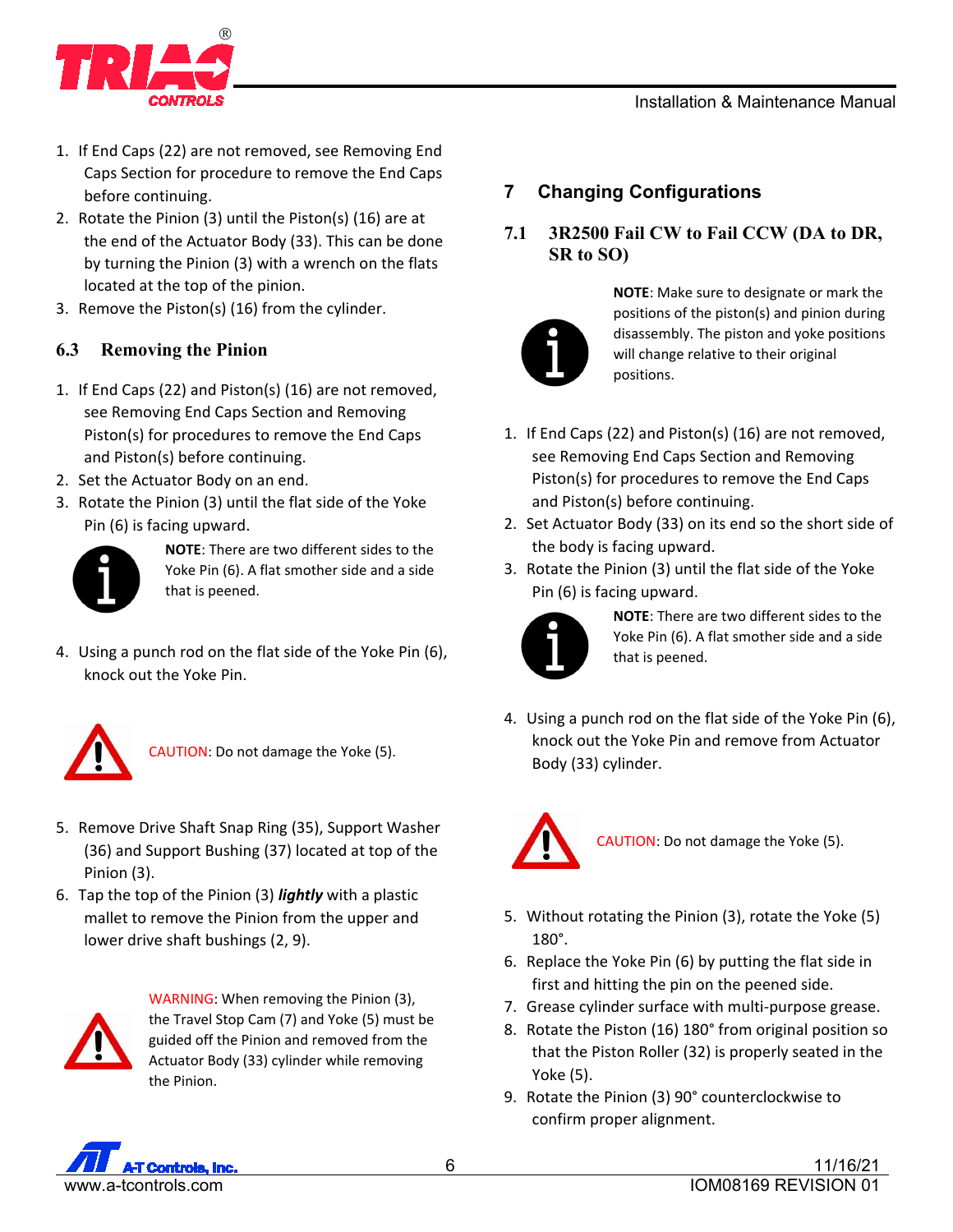1. If End Caps (22) are not removed, see Removing End Caps Section for procedure to remove the End Caps before continuing.
2. Rotate the Pinion (3) until the Piston(s) (16) are at the end of the Actuator Body (33). This can be done by turning the Pinion (3) with a wrench on the flats located at the top of the pinion.
3. Remove the Piston(s) (16) from the cylinder.

### 6.3 Removing the Pinion

1. If End Caps (22) and Piston(s) (16) are not removed, see Removing End Caps Section and Removing Piston(s) for procedures to remove the End Caps and Piston(s) before continuing.
2. Set the Actuator Body on an end.
3. Rotate the Pinion (3) until the flat side of the Yoke Pin (6) is facing upward.

**NOTE**: There are two different sides to the Yoke Pin (6). A flat smother side and a side that is peened.

4. Using a punch rod on the flat side of the Yoke Pin (6), knock out the Yoke Pin.

CAUTION: Do not damage the Yoke (5).

5. Remove Drive Shaft Snap Ring (35), Support Washer (36) and Support Bushing (37) located at top of the Pinion (3).
6. Tap the top of the Pinion (3) ***lightly*** with a plastic mallet to remove the Pinion from the upper and lower drive shaft bushings (2, 9).

WARNING: When removing the Pinion (3), the Travel Stop Cam (7) and Yoke (5) must be guided off the Pinion and removed from the Actuator Body (33) cylinder while removing the Pinion.

## 7 Changing Configurations

### 7.1 3R2500 Fail CW to Fail CCW (DA to DR, SR to SO)

**NOTE**: Make sure to designate or mark the positions of the piston(s) and pinion during disassembly. The piston and yoke positions will change relative to their original positions.

1. If End Caps (22) and Piston(s) (16) are not removed, see Removing End Caps Section and Removing Piston(s) for procedures to remove the End Caps and Piston(s) before continuing.
2. Set Actuator Body (33) on its end so the short side of the body is facing upward.
3. Rotate the Pinion (3) until the flat side of the Yoke Pin (6) is facing upward.

**NOTE**: There are two different sides to the Yoke Pin (6). A flat smother side and a side that is peened.

4. Using a punch rod on the flat side of the Yoke Pin (6), knock out the Yoke Pin and remove from Actuator Body (33) cylinder.

CAUTION: Do not damage the Yoke (5).

5. Without rotating the Pinion (3), rotate the Yoke (5) 180°.
6. Replace the Yoke Pin (6) by putting the flat side in first and hitting the pin on the peened side.
7. Grease cylinder surface with multi-purpose grease.
8. Rotate the Piston (16) 180° from original position so that the Piston Roller (32) is properly seated in the Yoke (5).
9. Rotate the Pinion (3) 90° counterclockwise to confirm proper alignment.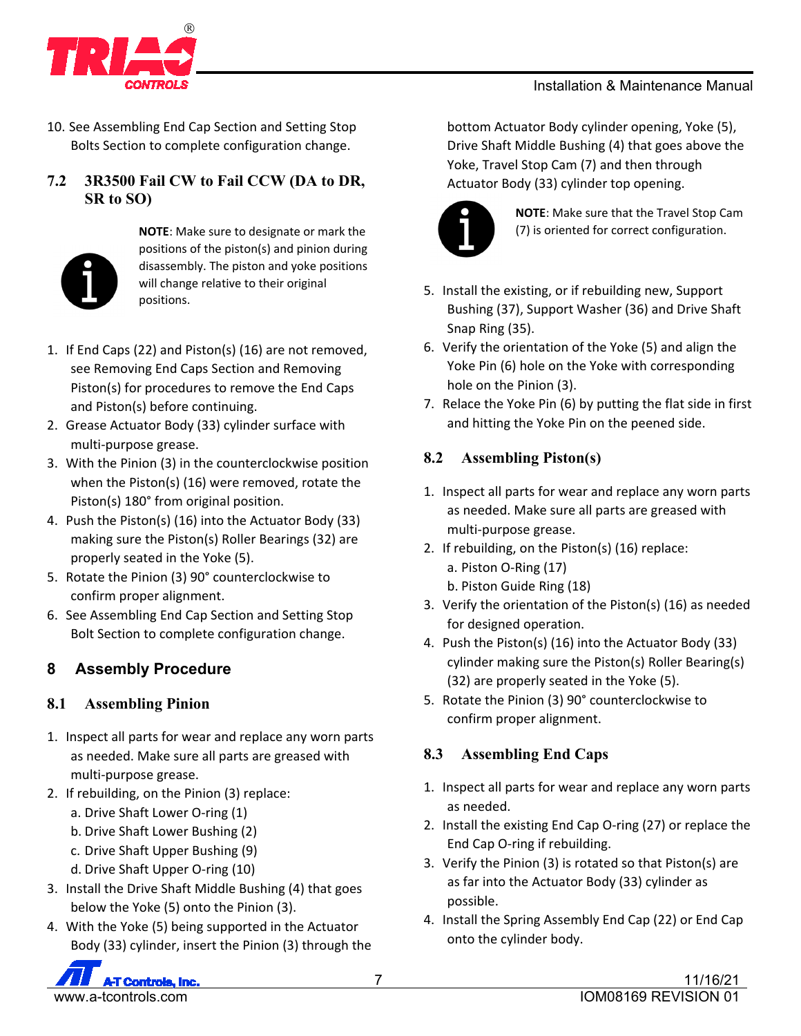10. See Assembling End Cap Section and Setting Stop Bolts Section to complete configuration change.

### 7.2 3R3500 Fail CW to Fail CCW (DA to DR, SR to SO)

**NOTE**: Make sure to designate or mark the positions of the piston(s) and pinion during disassembly. The piston and yoke positions will change relative to their original positions.

1. If End Caps (22) and Piston(s) (16) are not removed, see Removing End Caps Section and Removing Piston(s) for procedures to remove the End Caps and Piston(s) before continuing.
2. Grease Actuator Body (33) cylinder surface with multi-purpose grease.
3. With the Pinion (3) in the counterclockwise position when the Piston(s) (16) were removed, rotate the Piston(s) 180° from original position.
4. Push the Piston(s) (16) into the Actuator Body (33) making sure the Piston(s) Roller Bearings (32) are properly seated in the Yoke (5).
5. Rotate the Pinion (3) 90° counterclockwise to confirm proper alignment.
6. See Assembling End Cap Section and Setting Stop Bolt Section to complete configuration change.

## 8 Assembly Procedure

### 8.1 Assembling Pinion

1. Inspect all parts for wear and replace any worn parts as needed. Make sure all parts are greased with multi-purpose grease.
2. If rebuilding, on the Pinion (3) replace:
   a. Drive Shaft Lower O-ring (1)
   b. Drive Shaft Lower Bushing (2)
   c. Drive Shaft Upper Bushing (9)
   d. Drive Shaft Upper O-ring (10)
3. Install the Drive Shaft Middle Bushing (4) that goes below the Yoke (5) onto the Pinion (3).
4. With the Yoke (5) being supported in the Actuator Body (33) cylinder, insert the Pinion (3) through the bottom Actuator Body cylinder opening, Yoke (5), Drive Shaft Middle Bushing (4) that goes above the Yoke, Travel Stop Cam (7) and then through Actuator Body (33) cylinder top opening.

**NOTE**: Make sure that the Travel Stop Cam (7) is oriented for correct configuration.

5. Install the existing, or if rebuilding new, Support Bushing (37), Support Washer (36) and Drive Shaft Snap Ring (35).
6. Verify the orientation of the Yoke (5) and align the Yoke Pin (6) hole on the Yoke with corresponding hole on the Pinion (3).
7. Relace the Yoke Pin (6) by putting the flat side in first and hitting the Yoke Pin on the peened side.

### 8.2 Assembling Piston(s)

1. Inspect all parts for wear and replace any worn parts as needed. Make sure all parts are greased with multi-purpose grease.
2. If rebuilding, on the Piston(s) (16) replace:
   a. Piston O-Ring (17)
   b. Piston Guide Ring (18)
3. Verify the orientation of the Piston(s) (16) as needed for designed operation.
4. Push the Piston(s) (16) into the Actuator Body (33) cylinder making sure the Piston(s) Roller Bearing(s) (32) are properly seated in the Yoke (5).
5. Rotate the Pinion (3) 90° counterclockwise to confirm proper alignment.

### 8.3 Assembling End Caps

1. Inspect all parts for wear and replace any worn parts as needed.
2. Install the existing End Cap O-ring (27) or replace the End Cap O-ring if rebuilding.
3. Verify the Pinion (3) is rotated so that Piston(s) are as far into the Actuator Body (33) cylinder as possible.
4. Install the Spring Assembly End Cap (22) or End Cap onto the cylinder body.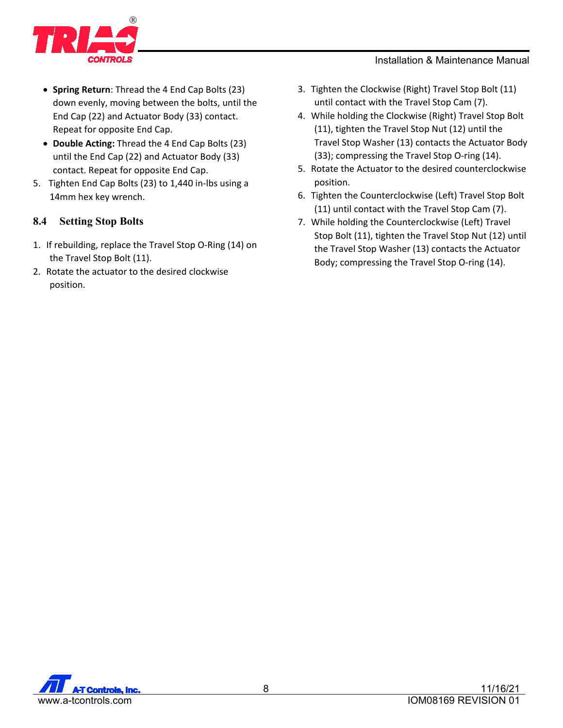- **Spring Return**: Thread the 4 End Cap Bolts (23) down evenly, moving between the bolts, until the End Cap (22) and Actuator Body (33) contact. Repeat for opposite End Cap.
- **Double Acting:** Thread the 4 End Cap Bolts (23) until the End Cap (22) and Actuator Body (33) contact. Repeat for opposite End Cap.

5. Tighten End Cap Bolts (23) to 1,440 in-lbs using a 14mm hex key wrench.

## 8.4 Setting Stop Bolts

1. If rebuilding, replace the Travel Stop O-Ring (14) on the Travel Stop Bolt (11).
2. Rotate the actuator to the desired clockwise position.
3. Tighten the Clockwise (Right) Travel Stop Bolt (11) until contact with the Travel Stop Cam (7).
4. While holding the Clockwise (Right) Travel Stop Bolt (11), tighten the Travel Stop Nut (12) until the Travel Stop Washer (13) contacts the Actuator Body (33); compressing the Travel Stop O-ring (14).
5. Rotate the Actuator to the desired counterclockwise position.
6. Tighten the Counterclockwise (Left) Travel Stop Bolt (11) until contact with the Travel Stop Cam (7).
7. While holding the Counterclockwise (Left) Travel Stop Bolt (11), tighten the Travel Stop Nut (12) until the Travel Stop Washer (13) contacts the Actuator Body; compressing the Travel Stop O-ring (14).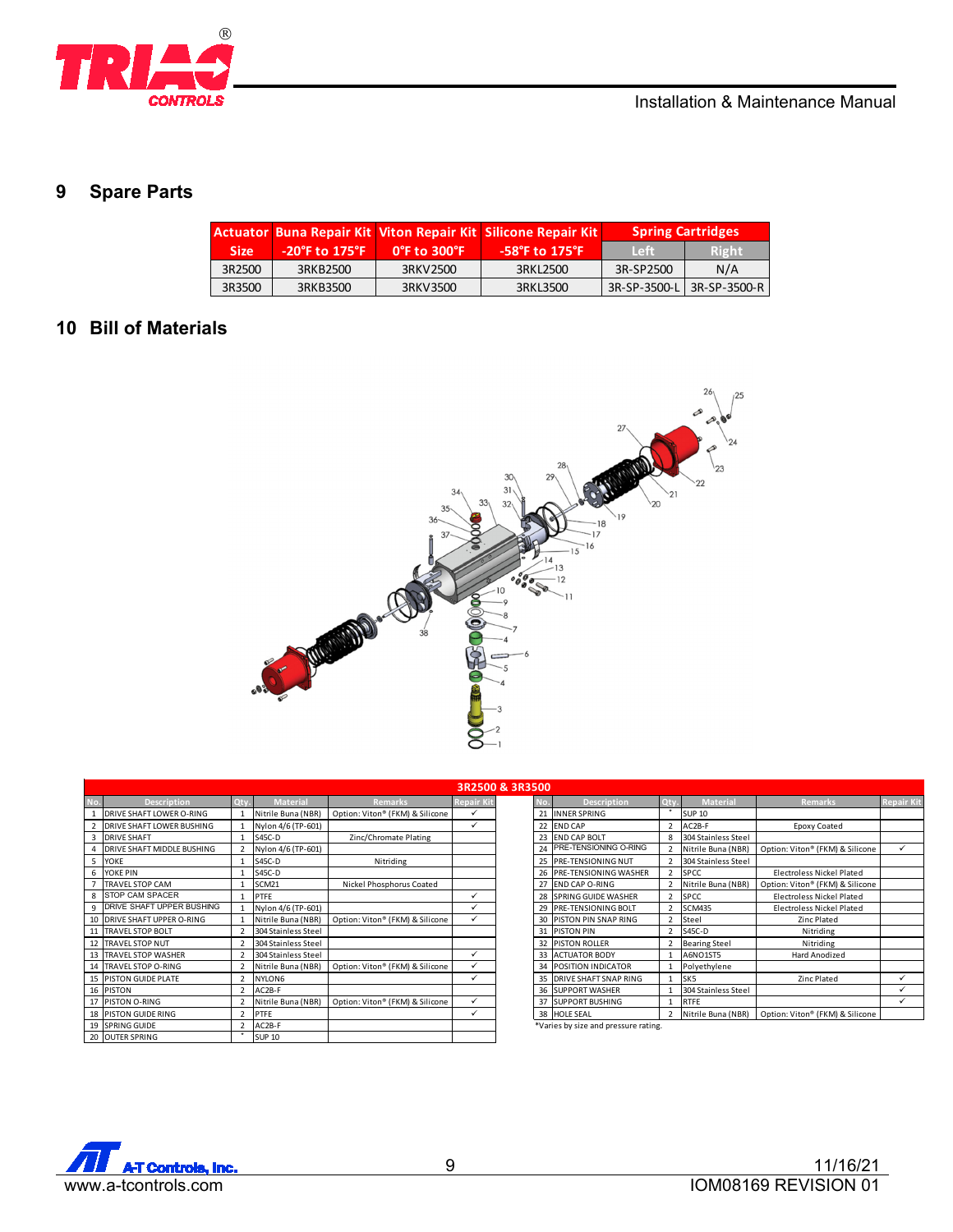## 9 Spare Parts

| Actuator Size | Buna Repair Kit -20°F to 175°F | Viton Repair Kit 0°F to 300°F | Silicone Repair Kit -58°F to 175°F | Spring Cartridges | |
|---|---|---|---|---|---|
| | | | | Left | Right |
| 3R2500 | 3RKB2500 | 3RKV2500 | 3RKL2500 | 3R-SP2500 | N/A |
| 3R3500 | 3RKB3500 | 3RKV3500 | 3RKL3500 | 3R-SP-3500-L | 3R-SP-3500-R |

## 10 Bill of Materials

26
25
24
23
22
21
20
19
18
17
16
15
14
13
12
11
10
9
8
7
6
5
4
3
2
1
27
28
29
30
31
32
33
34
35
36
37
38

**3R2500 & 3R3500**

| No. | Description | Qty. | Material | Remarks | Repair Kit |
|---|---|---|---|---|---|
| 1 | DRIVE SHAFT LOWER O-RING | 1 | Nitrile Buna (NBR) | Option: Viton® (FKM) & Silicone | ✓ |
| 2 | DRIVE SHAFT LOWER BUSHING | 1 | Nylon 4/6 (TP-601) | | ✓ |
| 3 | DRIVE SHAFT | 1 | S45C-D | Zinc/Chromate Plating | |
| 4 | DRIVE SHAFT MIDDLE BUSHING | 2 | Nylon 4/6 (TP-601) | | |
| 5 | YOKE | 1 | S45C-D | Nitriding | |
| 6 | YOKE PIN | 1 | S45C-D | | |
| 7 | TRAVEL STOP CAM | 1 | SCM21 | Nickel Phosphorus Coated | |
| 8 | STOP CAM SPACER | 1 | PTFE | | ✓ |
| 9 | DRIVE SHAFT UPPER BUSHING | 1 | Nylon 4/6 (TP-601) | | ✓ |
| 10 | DRIVE SHAFT UPPER O-RING | 1 | Nitrile Buna (NBR) | Option: Viton® (FKM) & Silicone | ✓ |
| 11 | TRAVEL STOP BOLT | 2 | 304 Stainless Steel | | |
| 12 | TRAVEL STOP NUT | 2 | 304 Stainless Steel | | |
| 13 | TRAVEL STOP WASHER | 2 | 304 Stainless Steel | | ✓ |
| 14 | TRAVEL STOP O-RING | 2 | Nitrile Buna (NBR) | Option: Viton® (FKM) & Silicone | ✓ |
| 15 | PISTON GUIDE PLATE | 2 | NYLON6 | | ✓ |
| 16 | PISTON | 2 | AC2B-F | | |
| 17 | PISTON O-RING | 2 | Nitrile Buna (NBR) | Option: Viton® (FKM) & Silicone | ✓ |
| 18 | PISTON GUIDE RING | 2 | PTFE | | ✓ |
| 19 | SPRING GUIDE | 2 | AC2B-F | | |
| 20 | OUTER SPRING | * | SUP 10 | | |
| 21 | INNER SPRING | * | SUP 10 | | |
| 22 | END CAP | 2 | AC2B-F | Epoxy Coated | |
| 23 | END CAP BOLT | 8 | 304 Stainless Steel | | |
| 24 | PRE-TENSIONING O-RING | 2 | Nitrile Buna (NBR) | Option: Viton® (FKM) & Silicone | ✓ |
| 25 | PRE-TENSIONING NUT | 2 | 304 Stainless Steel | | |
| 26 | PRE-TENSIONING WASHER | 2 | SPCC | Electroless Nickel Plated | |
| 27 | END CAP O-RING | 2 | Nitrile Buna (NBR) | Option: Viton® (FKM) & Silicone | |
| 28 | SPRING GUIDE WASHER | 2 | SPCC | Electroless Nickel Plated | |
| 29 | PRE-TENSIONING BOLT | 2 | SCM435 | Electroless Nickel Plated | |
| 30 | PISTON PIN SNAP RING | 2 | Steel | Zinc Plated | |
| 31 | PISTON PIN | 2 | S45C-D | Nitriding | |
| 32 | PISTON ROLLER | 2 | Bearing Steel | Nitriding | |
| 33 | ACTUATOR BODY | 1 | A6NO1ST5 | Hard Anodized | |
| 34 | POSITION INDICATOR | 1 | Polyethylene | | |
| 35 | DRIVE SHAFT SNAP RING | 1 | SK5 | Zinc Plated | ✓ |
| 36 | SUPPORT WASHER | 1 | 304 Stainless Steel | | ✓ |
| 37 | SUPPORT BUSHING | 1 | RTFE | | ✓ |
| 38 | HOLE SEAL | 2 | Nitrile Buna (NBR) | Option: Viton® (FKM) & Silicone | |

*Varies by size and pressure rating.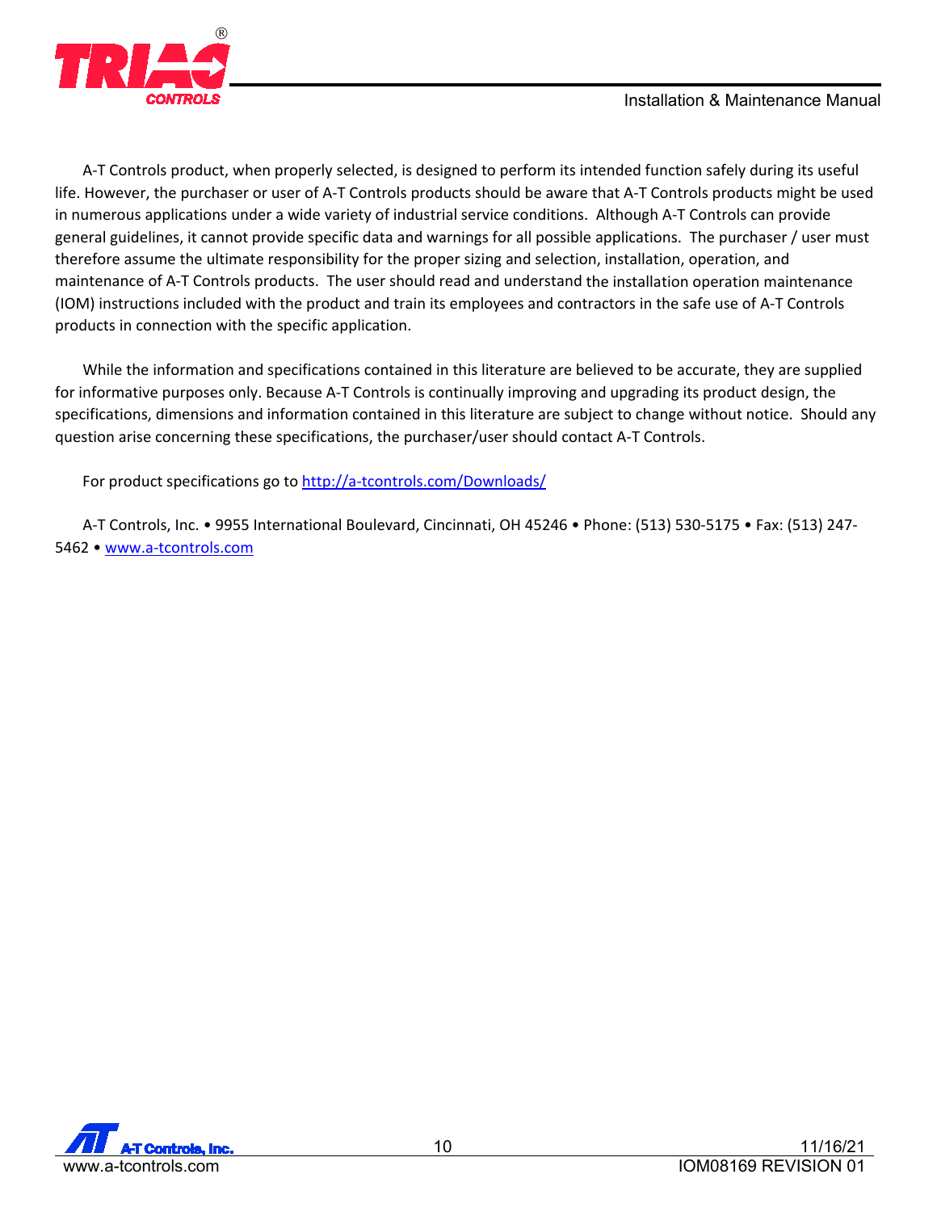A-T Controls product, when properly selected, is designed to perform its intended function safely during its useful life. However, the purchaser or user of A-T Controls products should be aware that A-T Controls products might be used in numerous applications under a wide variety of industrial service conditions. Although A-T Controls can provide general guidelines, it cannot provide specific data and warnings for all possible applications. The purchaser / user must therefore assume the ultimate responsibility for the proper sizing and selection, installation, operation, and maintenance of A-T Controls products. The user should read and understand the installation operation maintenance (IOM) instructions included with the product and train its employees and contractors in the safe use of A-T Controls products in connection with the specific application.

While the information and specifications contained in this literature are believed to be accurate, they are supplied for informative purposes only. Because A-T Controls is continually improving and upgrading its product design, the specifications, dimensions and information contained in this literature are subject to change without notice. Should any question arise concerning these specifications, the purchaser/user should contact A-T Controls.

For product specifications go to http://a-tcontrols.com/Downloads/

A-T Controls, Inc. • 9955 International Boulevard, Cincinnati, OH 45246 • Phone: (513) 530-5175 • Fax: (513) 247-5462 • www.a-tcontrols.com